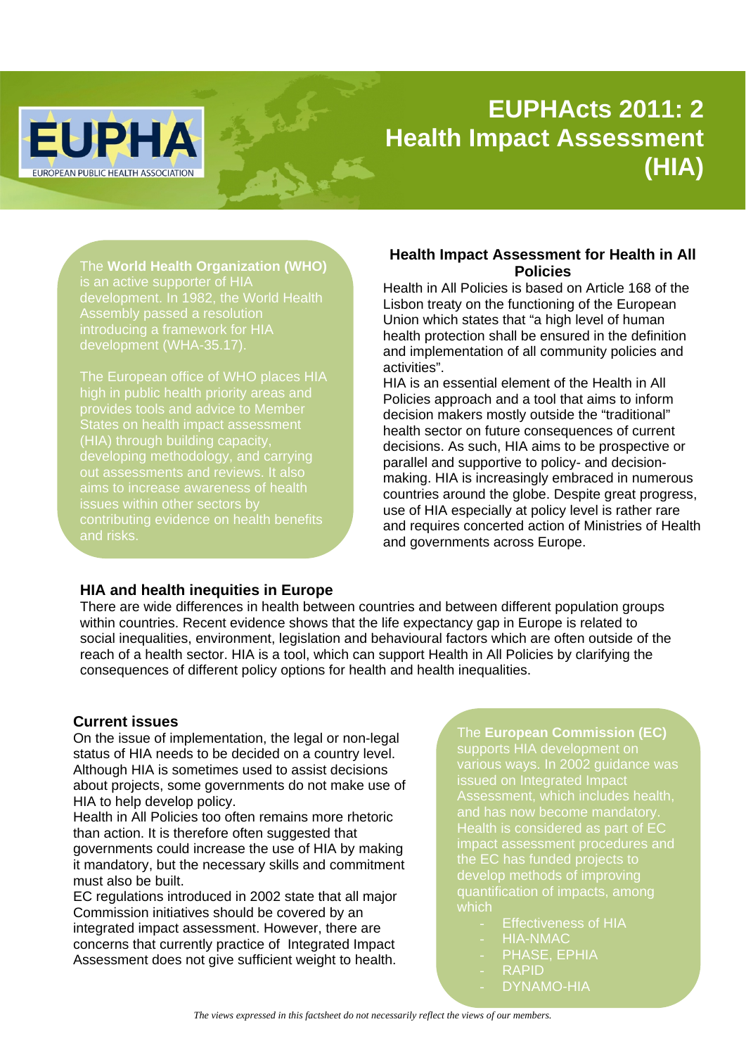# EUPHActs 2011: 2 Health Impact Assessment (HIA)

The **World Health Organization (WHO)** is an active supporter of HIA development. In 1982, the World Health Assembly passed a resolution introducing a framework for HIA development (WHA-35.17).

The European office of WHO places HIA high in public health priority areas and provides tools and advice to Member States on health impact assessment (HIA) through building capacity, developing methodology, and carrying out assessments and reviews. It also aims to increase awareness of health issues within other sectors by contributing evidence on health benefits and risks.

## Health Impact Assessment for Health in All Policies

Health in All Policies is based on Article 168 of the Lisbon treaty on the functioning of the European Union which states that "a high level of human health protection shall be ensured in the definition and implementation of all community policies and activities".

HIA is an essential element of the Health in All Policies approach and a tool that aims to inform decision makers mostly outside the "traditional" health sector on future consequences of current decisions. As such, HIA aims to be prospective or parallel and supportive to policy- and decision-making. HIA is increasingly embraced in numerous countries around the globe. Despite great progress, use of HIA especially at policy level is rather rare and requires concerted action of Ministries of Health and governments across Europe.

## HIA and health inequities in Europe

There are wide differences in health between countries and between different population groups within countries. Recent evidence shows that the life expectancy gap in Europe is related to social inequalities, environment, legislation and behavioural factors which are often outside of the reach of a health sector. HIA is a tool, which can support Health in All Policies by clarifying the consequences of different policy options for health and health inequalities.

## Current issues

On the issue of implementation, the legal or non-legal status of HIA needs to be decided on a country level. Although HIA is sometimes used to assist decisions about projects, some governments do not make use of HIA to help develop policy.

Health in All Policies too often remains more rhetoric than action. It is therefore often suggested that governments could increase the use of HIA by making it mandatory, but the necessary skills and commitment must also be built.

EC regulations introduced in 2002 state that all major Commission initiatives should be covered by an integrated impact assessment. However, there are concerns that currently practice of Integrated Impact Assessment does not give sufficient weight to health.

The **European Commission (EC)** supports HIA development on various ways. In 2002 guidance was issued on Integrated Impact Assessment, which includes health, and has now become mandatory. Health is considered as part of EC impact assessment procedures and the EC has funded projects to develop methods of improving quantification of impacts, among which

- Effectiveness of HIA
- HIA-NMAC
- PHASE, EPHIA
- RAPID
- DYNAMO-HIA

*The views expressed in this factsheet do not necessarily reflect the views of our members.*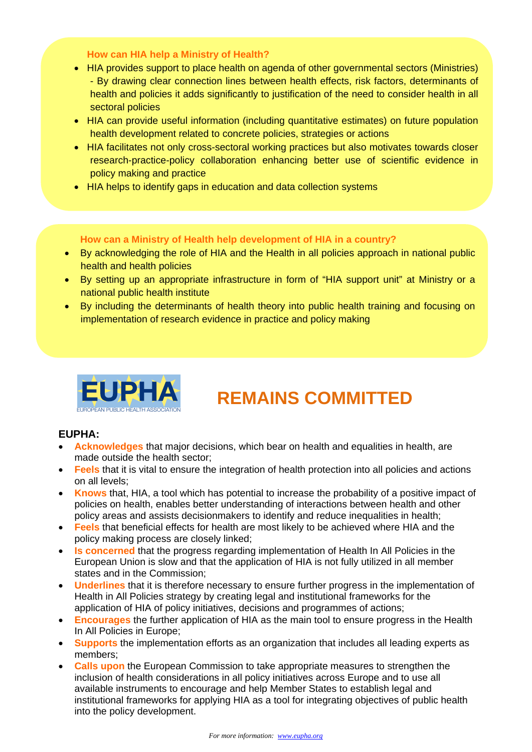### How can HIA help a Ministry of Health?

- HIA provides support to place health on agenda of other governmental sectors (Ministries) - By drawing clear connection lines between health effects, risk factors, determinants of health and policies it adds significantly to justification of the need to consider health in all sectoral policies
- HIA can provide useful information (including quantitative estimates) on future population health development related to concrete policies, strategies or actions
- HIA facilitates not only cross-sectoral working practices but also motivates towards closer research-practice-policy collaboration enhancing better use of scientific evidence in policy making and practice
- HIA helps to identify gaps in education and data collection systems

### How can a Ministry of Health help development of HIA in a country?

- By acknowledging the role of HIA and the Health in all policies approach in national public health and health policies
- By setting up an appropriate infrastructure in form of "HIA support unit" at Ministry or a national public health institute
- By including the determinants of health theory into public health training and focusing on implementation of research evidence in practice and policy making

EUPHA
EUROPEAN PUBLIC HEALTH ASSOCIATION

## REMAINS COMMITTED

**EUPHA:**

- **Acknowledges** that major decisions, which bear on health and equalities in health, are made outside the health sector;
- **Feels** that it is vital to ensure the integration of health protection into all policies and actions on all levels;
- **Knows** that, HIA, a tool which has potential to increase the probability of a positive impact of policies on health, enables better understanding of interactions between health and other policy areas and assists decisionmakers to identify and reduce inequalities in health;
- **Feels** that beneficial effects for health are most likely to be achieved where HIA and the policy making process are closely linked;
- **Is concerned** that the progress regarding implementation of Health In All Policies in the European Union is slow and that the application of HIA is not fully utilized in all member states and in the Commission;
- **Underlines** that it is therefore necessary to ensure further progress in the implementation of Health in All Policies strategy by creating legal and institutional frameworks for the application of HIA of policy initiatives, decisions and programmes of actions;
- **Encourages** the further application of HIA as the main tool to ensure progress in the Health In All Policies in Europe;
- **Supports** the implementation efforts as an organization that includes all leading experts as members;
- **Calls upon** the European Commission to take appropriate measures to strengthen the inclusion of health considerations in all policy initiatives across Europe and to use all available instruments to encourage and help Member States to establish legal and institutional frameworks for applying HIA as a tool for integrating objectives of public health into the policy development.

*For more information: www.eupha.org*